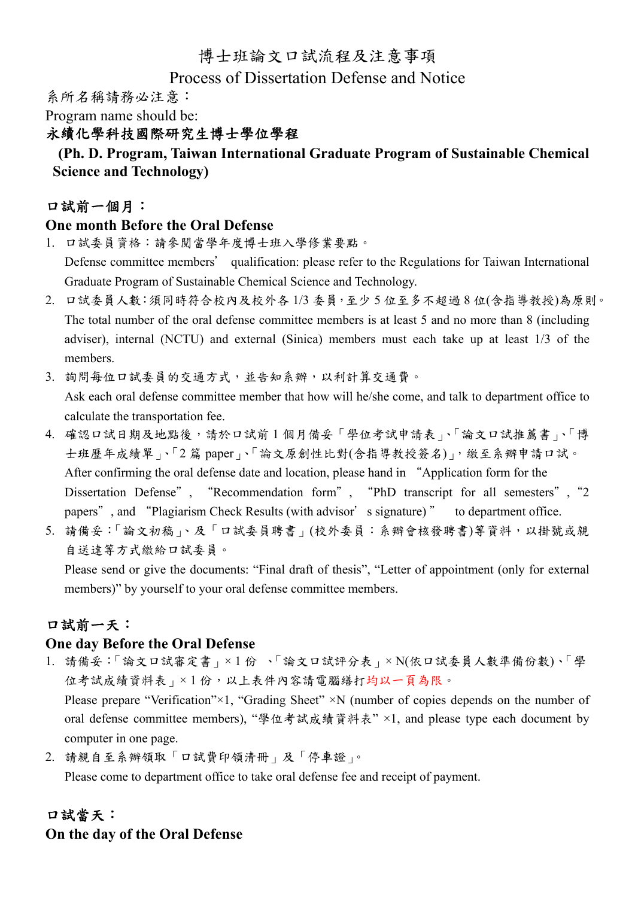# 博士班論文口試流程及注意事項

# Process of Dissertation Defense and Notice

系所名稱請務必注意：

Program name should be:

**永續化學科技國際研究生博士學位學程**

**(Ph. D. Program, Taiwan International Graduate Program of Sustainable Chemical Science and Technology)**

## 口試前一個月：

## One month Before the Oral Defense

1. 口試委員資格：請參閱當學年度博士班入學修業要點。
   Defense committee members' qualification: please refer to the Regulations for Taiwan International Graduate Program of Sustainable Chemical Science and Technology.
2. 口試委員人數：須同時符合校內及校外各 1/3 委員，至少 5 位至多不超過 8 位(含指導教授)為原則。
   The total number of the oral defense committee members is at least 5 and no more than 8 (including adviser), internal (NCTU) and external (Sinica) members must each take up at least 1/3 of the members.
3. 詢問每位口試委員的交通方式，並告知系辦，以利計算交通費。
   Ask each oral defense committee member that how will he/she come, and talk to department office to calculate the transportation fee.
4. 確認口試日期及地點後，請於口試前 1 個月備妥「學位考試申請表」、「論文口試推薦書」、「博士班歷年成績單」、「2 篇 paper」、「論文原創性比對(含指導教授簽名)」，繳至系辦申請口試。
   After confirming the oral defense date and location, please hand in "Application form for the Dissertation Defense", "Recommendation form", "PhD transcript for all semesters", "2 papers", and "Plagiarism Check Results (with advisor's signature)" to department office.
5. 請備妥：「論文初稿」、及「口試委員聘書」(校外委員：系辦會核發聘書)等資料，以掛號或親自送達等方式繳給口試委員。
   Please send or give the documents: "Final draft of thesis", "Letter of appointment (only for external members)" by yourself to your oral defense committee members.

## 口試前一天：

## One day Before the Oral Defense

1. 請備妥：「論文口試審定書」× 1 份 、「論文口試評分表」× N(依口試委員人數準備份數)、「學位考試成績資料表」× 1 份，以上表件內容請電腦繕打均以一頁為限。
   Please prepare "Verification"×1, "Grading Sheet" ×N (number of copies depends on the number of oral defense committee members), "學位考試成績資料表" ×1, and please type each document by computer in one page.
2. 請親自至系辦領取「口試費印領清冊」及「停車證」。
   Please come to department office to take oral defense fee and receipt of payment.

## 口試當天：

## On the day of the Oral Defense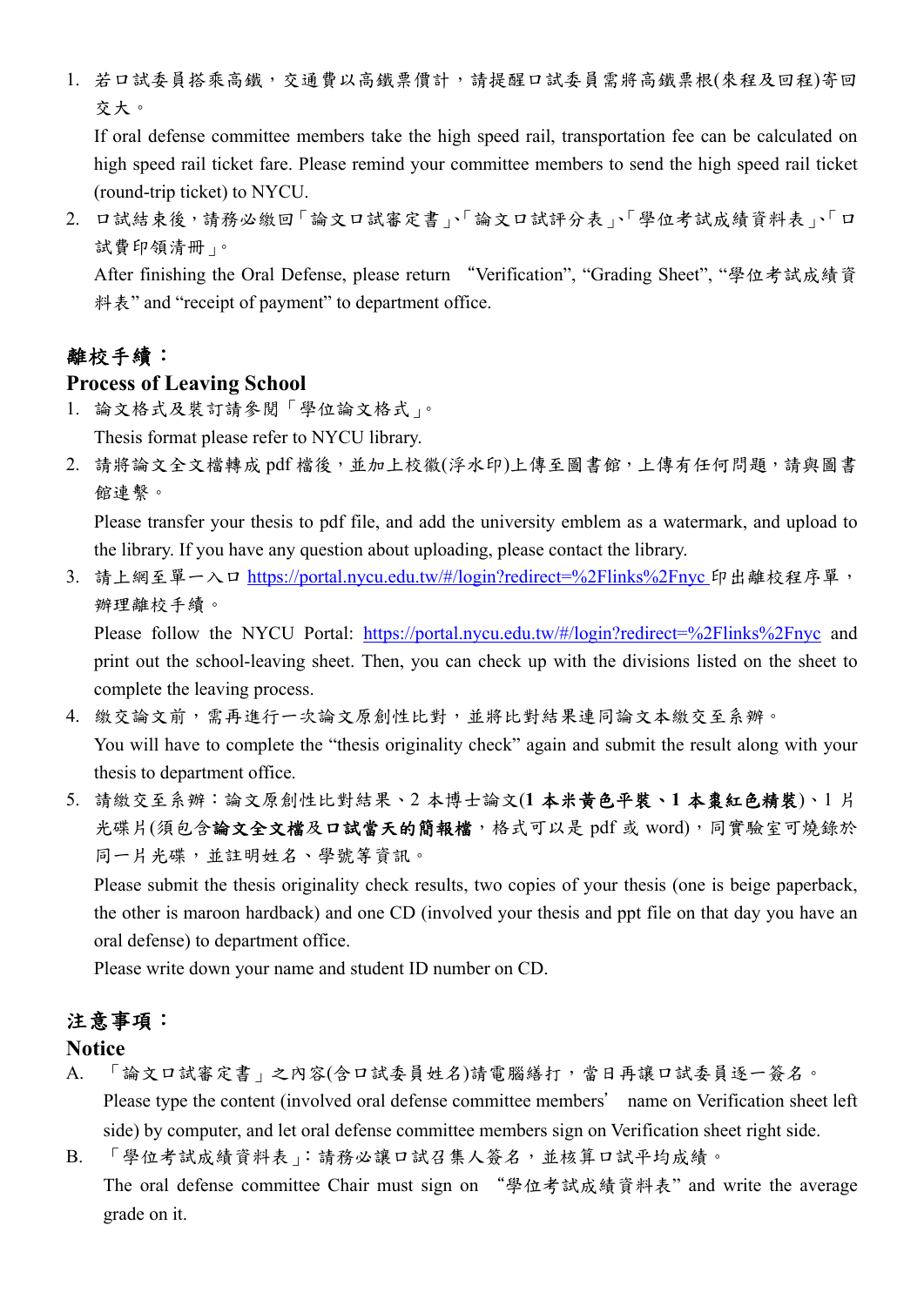1. 若口試委員搭乘高鐵，交通費以高鐵票價計，請提醒口試委員需將高鐵票根(來程及回程)寄回交大。

   If oral defense committee members take the high speed rail, transportation fee can be calculated on high speed rail ticket fare. Please remind your committee members to send the high speed rail ticket (round-trip ticket) to NYCU.

2. 口試結束後，請務必繳回「論文口試審定書」、「論文口試評分表」、「學位考試成績資料表」、「口試費印領清冊」。

   After finishing the Oral Defense, please return "Verification", "Grading Sheet", "學位考試成績資料表" and "receipt of payment" to department office.

## 離校手續：

## Process of Leaving School

1. 論文格式及裝訂請參閱「學位論文格式」。

   Thesis format please refer to NYCU library.

2. 請將論文全文檔轉成 pdf 檔後，並加上校徽(浮水印)上傳至圖書館，上傳有任何問題，請與圖書館連繫。

   Please transfer your thesis to pdf file, and add the university emblem as a watermark, and upload to the library. If you have any question about uploading, please contact the library.

3. 請上網至單一入口 https://portal.nycu.edu.tw/#/login?redirect=%2Flinks%2Fnyc 印出離校程序單，辦理離校手續。

   Please follow the NYCU Portal: https://portal.nycu.edu.tw/#/login?redirect=%2Flinks%2Fnyc and print out the school-leaving sheet. Then, you can check up with the divisions listed on the sheet to complete the leaving process.

4. 繳交論文前，需再進行一次論文原創性比對，並將比對結果連同論文本繳交至系辦。

   You will have to complete the "thesis originality check" again and submit the result along with your thesis to department office.

5. 請繳交至系辦：論文原創性比對結果、2 本博士論文(**1 本米黃色平裝、1 本棗紅色精裝**)、1 片光碟片(須包含**論文全文檔**及**口試當天的簡報檔**，格式可以是 pdf 或 word)，同實驗室可燒錄於同一片光碟，並註明姓名、學號等資訊。

   Please submit the thesis originality check results, two copies of your thesis (one is beige paperback, the other is maroon hardback) and one CD (involved your thesis and ppt file on that day you have an oral defense) to department office.

   Please write down your name and student ID number on CD.

## 注意事項：

## Notice

A. 「論文口試審定書」之內容(含口試委員姓名)請電腦繕打，當日再讓口試委員逐一簽名。

   Please type the content (involved oral defense committee members' name on Verification sheet left side) by computer, and let oral defense committee members sign on Verification sheet right side.

B. 「學位考試成績資料表」：請務必讓口試召集人簽名，並核算口試平均成績。

   The oral defense committee Chair must sign on "學位考試成績資料表" and write the average grade on it.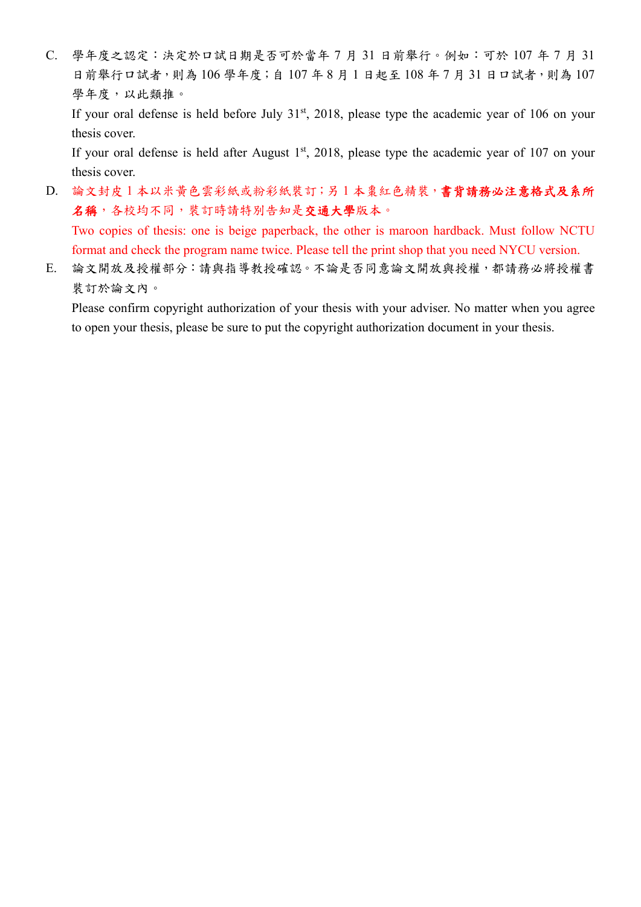C. 學年度之認定：決定於口試日期是否可於當年 7 月 31 日前舉行。例如：可於 107 年 7 月 31 日前舉行口試者，則為 106 學年度；自 107 年 8 月 1 日起至 108 年 7 月 31 日口試者，則為 107 學年度，以此類推。

   If your oral defense is held before July 31st, 2018, please type the academic year of 106 on your thesis cover.

   If your oral defense is held after August 1st, 2018, please type the academic year of 107 on your thesis cover.

D. 論文封皮 1 本以米黃色雲彩紙或粉彩紙裝訂；另 1 本棗紅色精裝，**書背請務必注意格式及系所名稱**，各校均不同，裝訂時請特別告知是**交通大學**版本。

   Two copies of thesis: one is beige paperback, the other is maroon hardback. Must follow NCTU format and check the program name twice. Please tell the print shop that you need NYCU version.

E. 論文開放及授權部分：請與指導教授確認。不論是否同意論文開放與授權，都請務必將授權書裝訂於論文內。

   Please confirm copyright authorization of your thesis with your adviser. No matter when you agree to open your thesis, please be sure to put the copyright authorization document in your thesis.